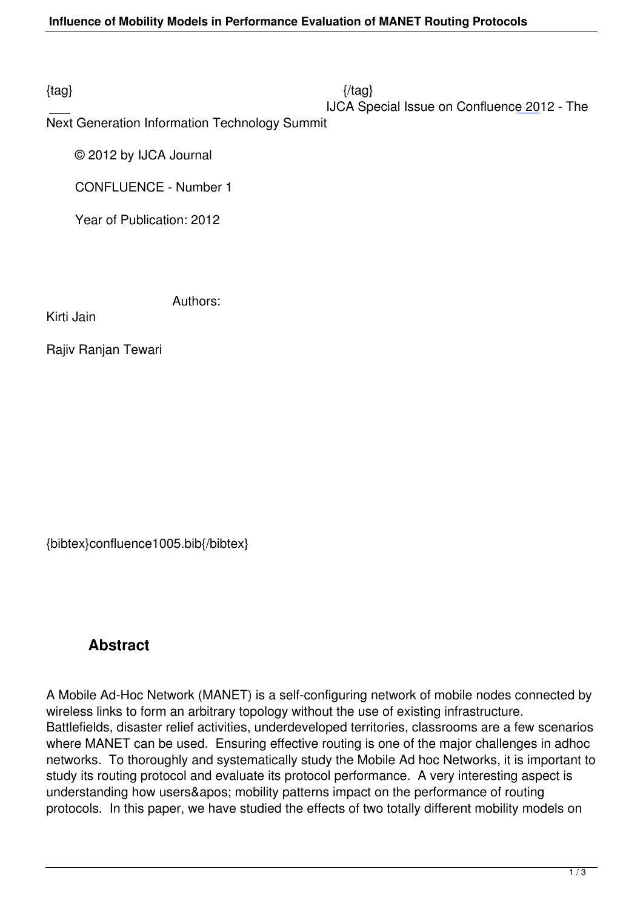{tag} {/tag}

IJCA Special Issue on Confluence 2012 - The Next Generation Information Technology Summit

© 2012 by IJCA Journal

CONFLUENCE - Number 1

Year of Publication: 2012

Authors:

Kirti Jain

Rajiv Ranjan Tewari

{bibtex}confluence1005.bib{/bibtex}

## Abstract

A Mobile Ad-Hoc Network (MANET) is a self-configuring network of mobile nodes connected by wireless links to form an arbitrary topology without the use of existing infrastructure. Battlefields, disaster relief activities, underdeveloped territories, classrooms are a few scenarios where MANET can be used. Ensuring effective routing is one of the major challenges in adhoc networks. To thoroughly and systematically study the Mobile Ad hoc Networks, it is important to study its routing protocol and evaluate its protocol performance. A very interesting aspect is understanding how users&apos; mobility patterns impact on the performance of routing protocols. In this paper, we have studied the effects of two totally different mobility models on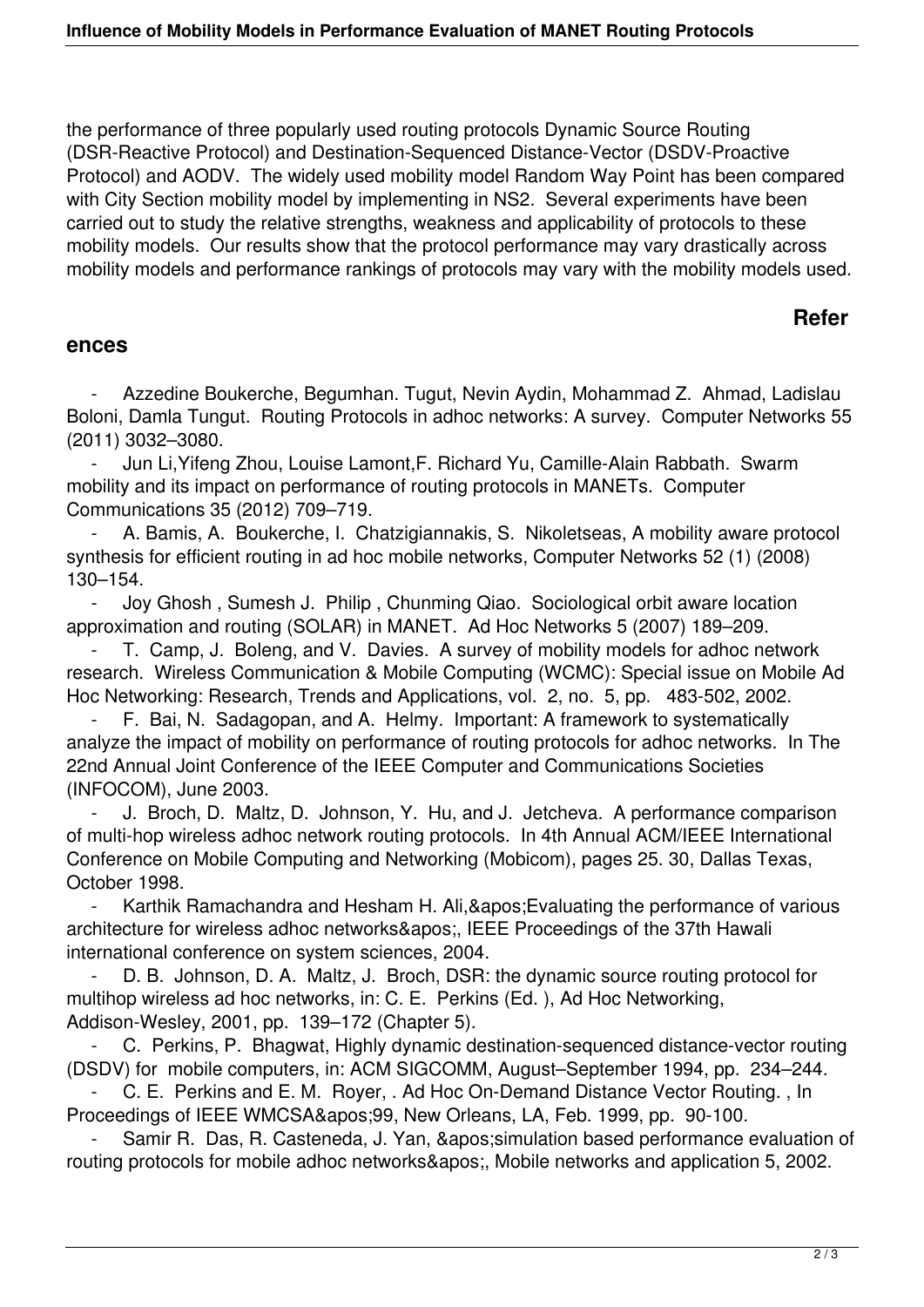the performance of three popularly used routing protocols Dynamic Source Routing (DSR-Reactive Protocol) and Destination-Sequenced Distance-Vector (DSDV-Proactive Protocol) and AODV. The widely used mobility model Random Way Point has been compared with City Section mobility model by implementing in NS2. Several experiments have been carried out to study the relative strengths, weakness and applicability of protocols to these mobility models. Our results show that the protocol performance may vary drastically across mobility models and performance rankings of protocols may vary with the mobility models used.

## References

- Azzedine Boukerche, Begumhan. Tugut, Nevin Aydin, Mohammad Z. Ahmad, Ladislau Boloni, Damla Tungut. Routing Protocols in adhoc networks: A survey. Computer Networks 55 (2011) 3032–3080.
- Jun Li,Yifeng Zhou, Louise Lamont,F. Richard Yu, Camille-Alain Rabbath. Swarm mobility and its impact on performance of routing protocols in MANETs. Computer Communications 35 (2012) 709–719.
- A. Bamis, A. Boukerche, I. Chatzigiannakis, S. Nikoletseas, A mobility aware protocol synthesis for efficient routing in ad hoc mobile networks, Computer Networks 52 (1) (2008) 130–154.
- Joy Ghosh , Sumesh J. Philip , Chunming Qiao. Sociological orbit aware location approximation and routing (SOLAR) in MANET. Ad Hoc Networks 5 (2007) 189–209.
- T. Camp, J. Boleng, and V. Davies. A survey of mobility models for adhoc network research. Wireless Communication & Mobile Computing (WCMC): Special issue on Mobile Ad Hoc Networking: Research, Trends and Applications, vol. 2, no. 5, pp. 483-502, 2002.
- F. Bai, N. Sadagopan, and A. Helmy. Important: A framework to systematically analyze the impact of mobility on performance of routing protocols for adhoc networks. In The 22nd Annual Joint Conference of the IEEE Computer and Communications Societies (INFOCOM), June 2003.
- J. Broch, D. Maltz, D. Johnson, Y. Hu, and J. Jetcheva. A performance comparison of multi-hop wireless adhoc network routing protocols. In 4th Annual ACM/IEEE International Conference on Mobile Computing and Networking (Mobicom), pages 25. 30, Dallas Texas, October 1998.
- Karthik Ramachandra and Hesham H. Ali,&apos;Evaluating the performance of various architecture for wireless adhoc networks&apos;, IEEE Proceedings of the 37th Hawali international conference on system sciences, 2004.
- D. B. Johnson, D. A. Maltz, J. Broch, DSR: the dynamic source routing protocol for multihop wireless ad hoc networks, in: C. E. Perkins (Ed. ), Ad Hoc Networking, Addison-Wesley, 2001, pp. 139–172 (Chapter 5).
- C. Perkins, P. Bhagwat, Highly dynamic destination-sequenced distance-vector routing (DSDV) for mobile computers, in: ACM SIGCOMM, August–September 1994, pp. 234–244.
- C. E. Perkins and E. M. Royer, . Ad Hoc On-Demand Distance Vector Routing. , In Proceedings of IEEE WMCSA&apos;99, New Orleans, LA, Feb. 1999, pp. 90-100.
- Samir R. Das, R. Casteneda, J. Yan, &apos;simulation based performance evaluation of routing protocols for mobile adhoc networks&apos;, Mobile networks and application 5, 2002.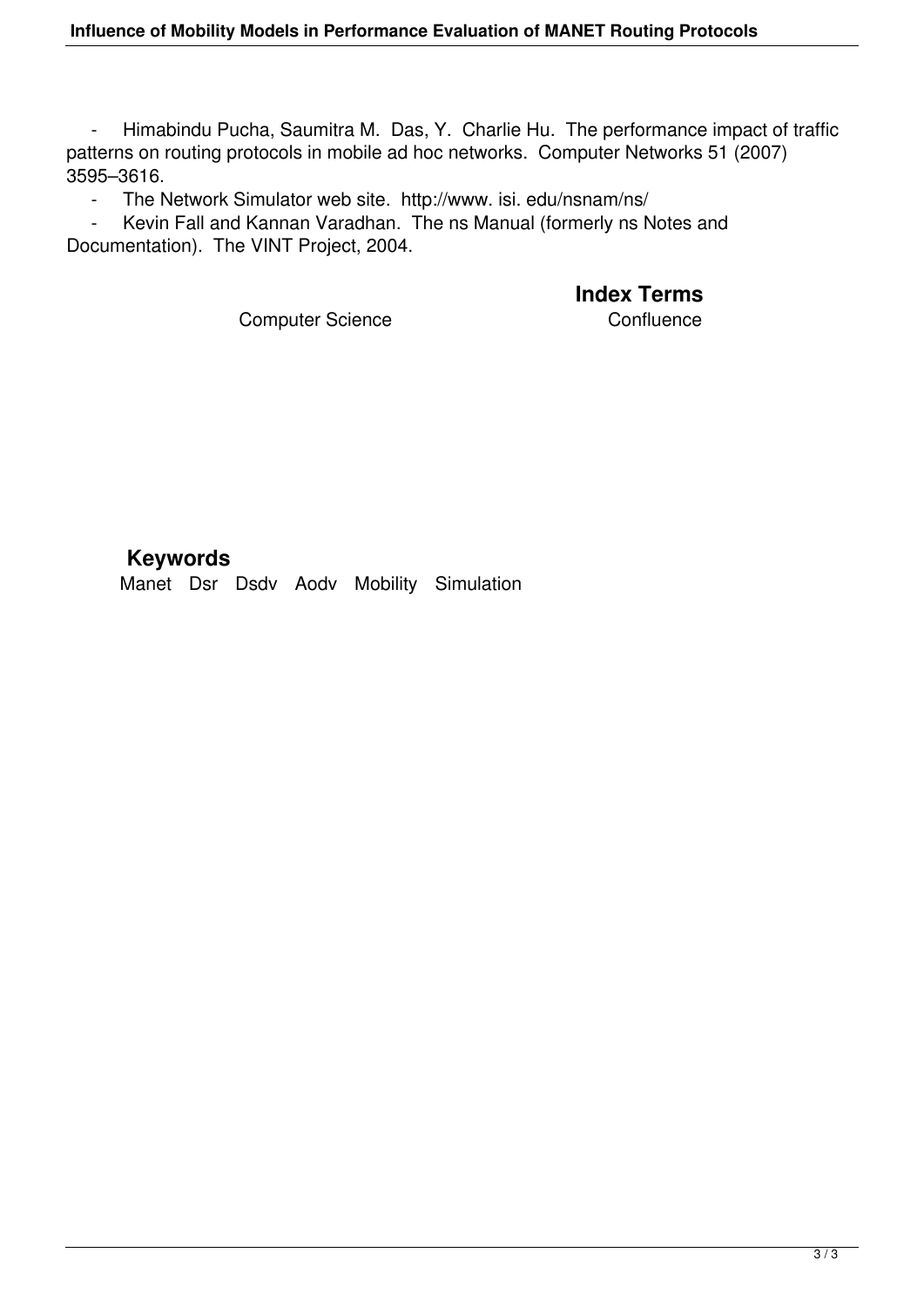- Himabindu Pucha, Saumitra M. Das, Y. Charlie Hu. The performance impact of traffic patterns on routing protocols in mobile ad hoc networks. Computer Networks 51 (2007) 3595–3616.
- The Network Simulator web site. http://www. isi. edu/nsnam/ns/
- Kevin Fall and Kannan Varadhan. The ns Manual (formerly ns Notes and Documentation). The VINT Project, 2004.

## Index Terms

Computer Science Confluence

## Keywords

Manet Dsr Dsdv Aodv Mobility Simulation